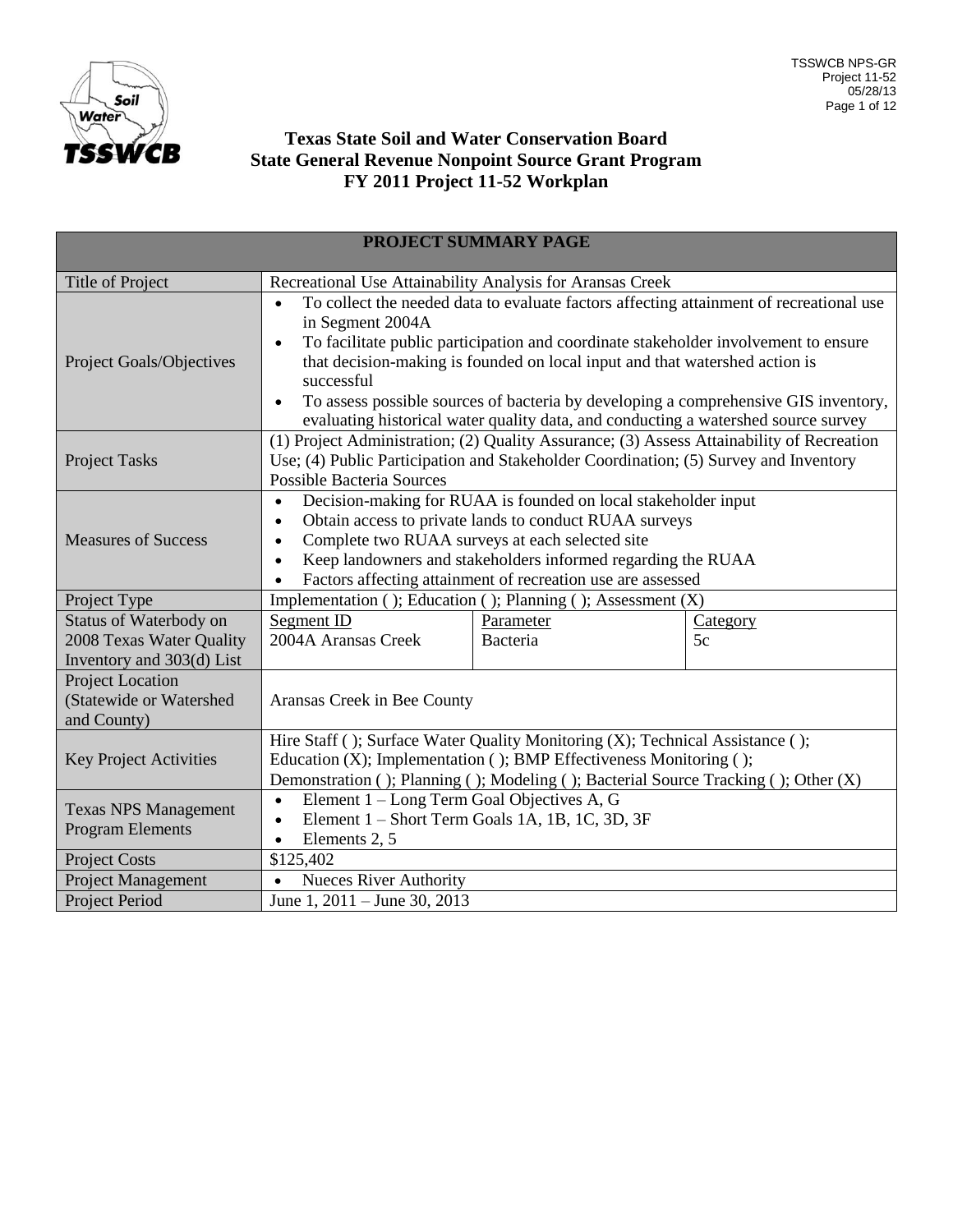# Texas State Soil and Water Conservation Board
# State General Revenue Nonpoint Source Grant Program
# FY 2011 Project 11-52 Workplan

| PROJECT SUMMARY PAGE | | | |
|---|---|---|---|
| Title of Project | Recreational Use Attainability Analysis for Aransas Creek | | |
| Project Goals/Objectives | • To collect the needed data to evaluate factors affecting attainment of recreational use in Segment 2004A<br>• To facilitate public participation and coordinate stakeholder involvement to ensure that decision-making is founded on local input and that watershed action is successful<br>• To assess possible sources of bacteria by developing a comprehensive GIS inventory, evaluating historical water quality data, and conducting a watershed source survey | | |
| Project Tasks | (1) Project Administration; (2) Quality Assurance; (3) Assess Attainability of Recreation Use; (4) Public Participation and Stakeholder Coordination; (5) Survey and Inventory Possible Bacteria Sources | | |
| Measures of Success | • Decision-making for RUAA is founded on local stakeholder input<br>• Obtain access to private lands to conduct RUAA surveys<br>• Complete two RUAA surveys at each selected site<br>• Keep landowners and stakeholders informed regarding the RUAA<br>• Factors affecting attainment of recreation use are assessed | | |
| Project Type | Implementation ( ); Education ( ); Planning ( ); Assessment (X) | | |
| Status of Waterbody on 2008 Texas Water Quality Inventory and 303(d) List | Segment ID<br>2004A Aransas Creek | Parameter<br>Bacteria | Category<br>5c |
| Project Location (Statewide or Watershed and County) | Aransas Creek in Bee County | | |
| Key Project Activities | Hire Staff ( ); Surface Water Quality Monitoring (X); Technical Assistance ( ); Education (X); Implementation ( ); BMP Effectiveness Monitoring ( ); Demonstration ( ); Planning ( ); Modeling ( ); Bacterial Source Tracking ( ); Other (X) | | |
| Texas NPS Management Program Elements | • Element 1 – Long Term Goal Objectives A, G<br>• Element 1 – Short Term Goals 1A, 1B, 1C, 3D, 3F<br>• Elements 2, 5 | | |
| Project Costs | $125,402 | | |
| Project Management | • Nueces River Authority | | |
| Project Period | June 1, 2011 – June 30, 2013 | | |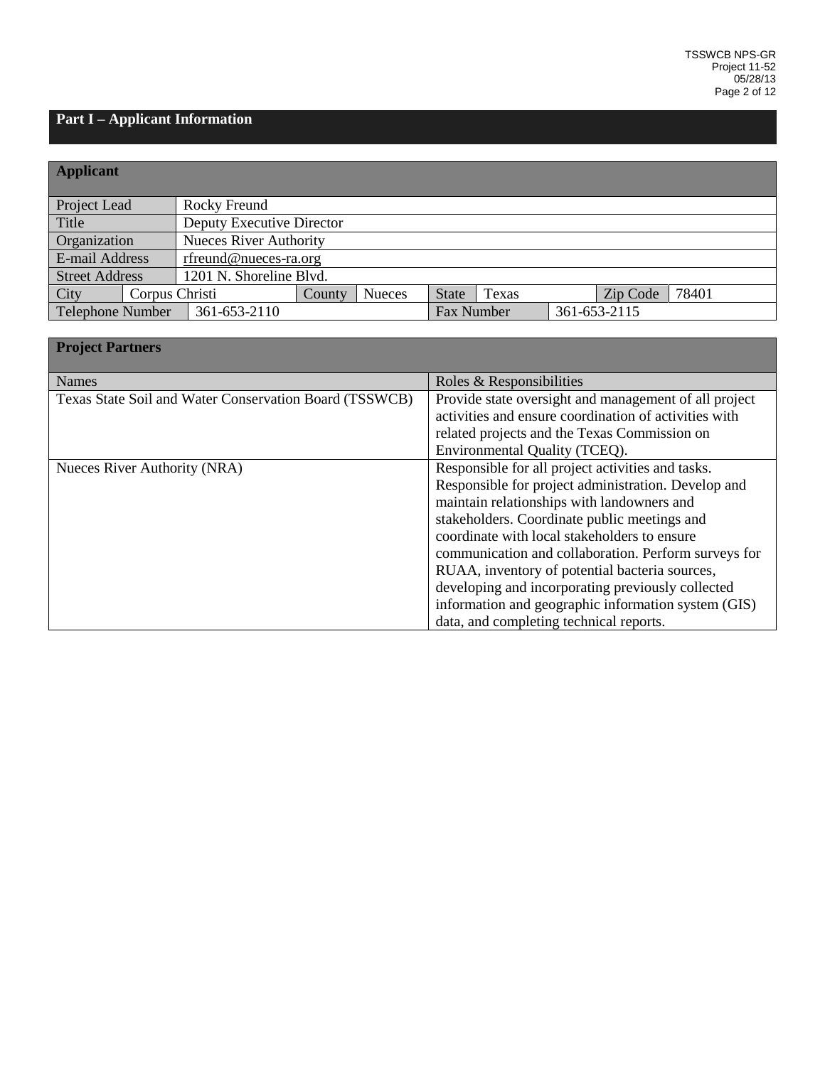## Part I – Applicant Information

| Applicant | | | | | | | | |
|---|---|---|---|---|---|---|---|---|
| Project Lead | Rocky Freund | | | | | | | |
| Title | Deputy Executive Director | | | | | | | |
| Organization | Nueces River Authority | | | | | | | |
| E-mail Address | rfreund@nueces-ra.org | | | | | | | |
| Street Address | 1201 N. Shoreline Blvd. | | | | | | | |
| City | Corpus Christi | County | Nueces | State | Texas | Zip Code | 78401 | |
| Telephone Number | 361-653-2110 | | | Fax Number | 361-653-2115 | | | |

| Project Partners | |
|---|---|
| Names | Roles & Responsibilities |
| Texas State Soil and Water Conservation Board (TSSWCB) | Provide state oversight and management of all project activities and ensure coordination of activities with related projects and the Texas Commission on Environmental Quality (TCEQ). |
| Nueces River Authority (NRA) | Responsible for all project activities and tasks. Responsible for project administration. Develop and maintain relationships with landowners and stakeholders. Coordinate public meetings and coordinate with local stakeholders to ensure communication and collaboration. Perform surveys for RUAA, inventory of potential bacteria sources, developing and incorporating previously collected information and geographic information system (GIS) data, and completing technical reports. |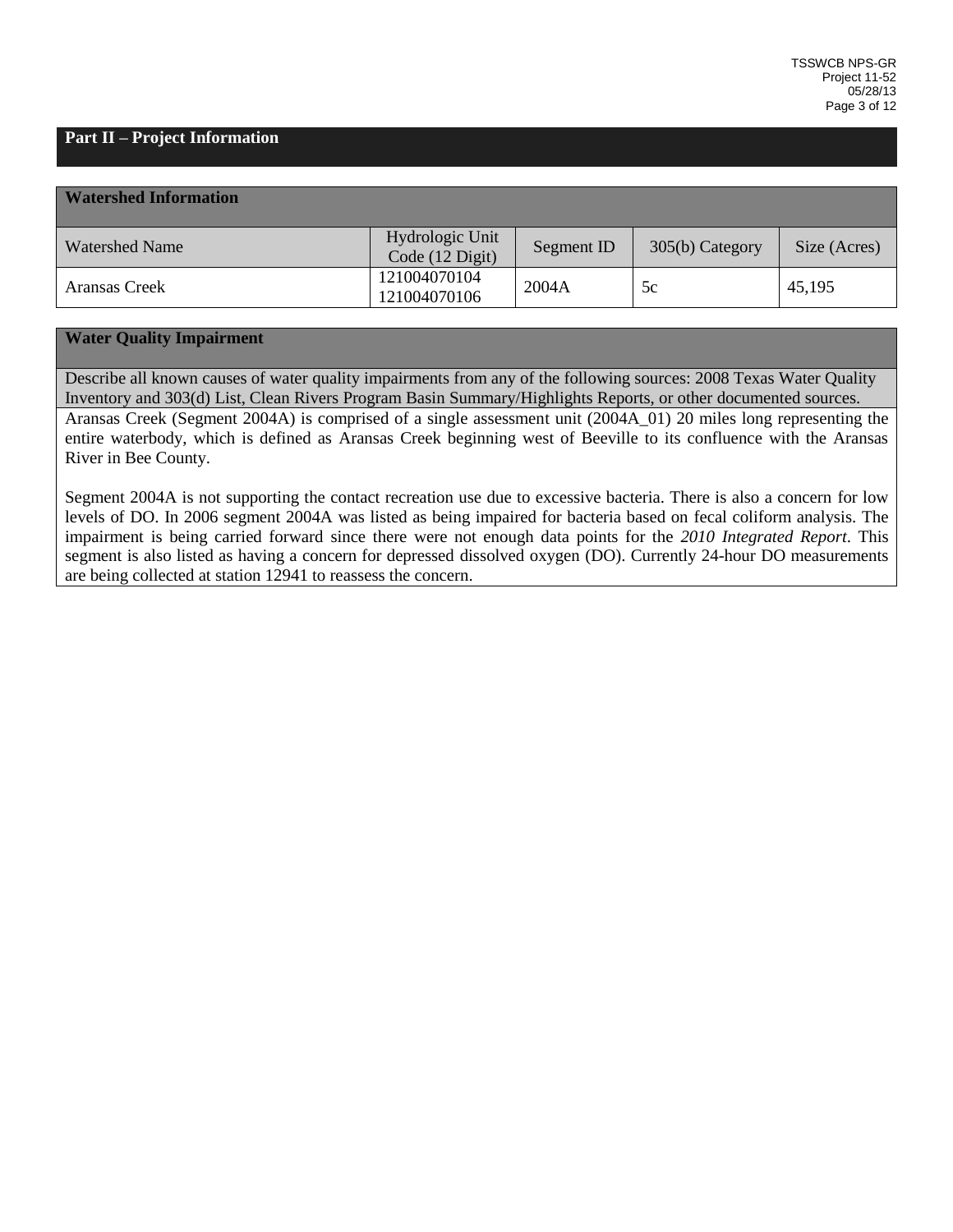## Part II – Project Information

### Watershed Information

| Watershed Name | Hydrologic Unit Code (12 Digit) | Segment ID | 305(b) Category | Size (Acres) |
|---|---|---|---|---|
| Aransas Creek | 121004070104<br>121004070106 | 2004A | 5c | 45,195 |

### Water Quality Impairment

Describe all known causes of water quality impairments from any of the following sources: 2008 Texas Water Quality Inventory and 303(d) List, Clean Rivers Program Basin Summary/Highlights Reports, or other documented sources.

Aransas Creek (Segment 2004A) is comprised of a single assessment unit (2004A_01) 20 miles long representing the entire waterbody, which is defined as Aransas Creek beginning west of Beeville to its confluence with the Aransas River in Bee County.

Segment 2004A is not supporting the contact recreation use due to excessive bacteria. There is also a concern for low levels of DO. In 2006 segment 2004A was listed as being impaired for bacteria based on fecal coliform analysis. The impairment is being carried forward since there were not enough data points for the *2010 Integrated Report*. This segment is also listed as having a concern for depressed dissolved oxygen (DO). Currently 24-hour DO measurements are being collected at station 12941 to reassess the concern.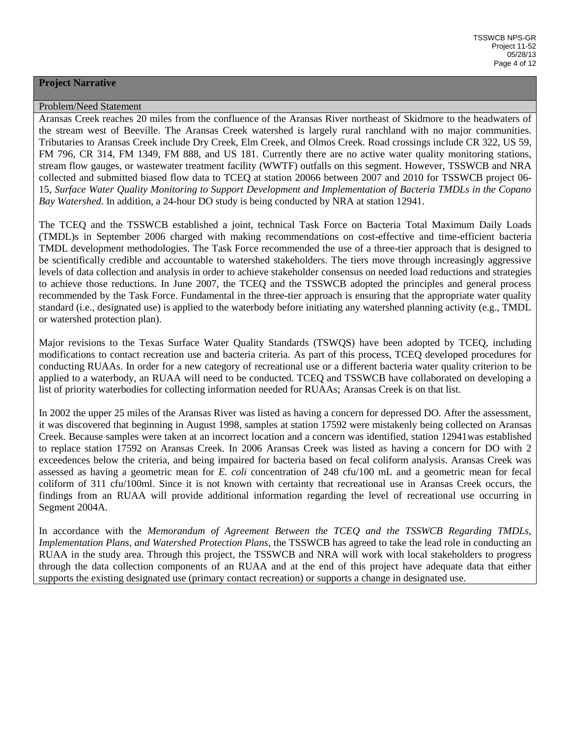## Project Narrative

### Problem/Need Statement

Aransas Creek reaches 20 miles from the confluence of the Aransas River northeast of Skidmore to the headwaters of the stream west of Beeville. The Aransas Creek watershed is largely rural ranchland with no major communities. Tributaries to Aransas Creek include Dry Creek, Elm Creek, and Olmos Creek. Road crossings include CR 322, US 59, FM 796, CR 314, FM 1349, FM 888, and US 181. Currently there are no active water quality monitoring stations, stream flow gauges, or wastewater treatment facility (WWTF) outfalls on this segment. However, TSSWCB and NRA collected and submitted biased flow data to TCEQ at station 20066 between 2007 and 2010 for TSSWCB project 06-15, *Surface Water Quality Monitoring to Support Development and Implementation of Bacteria TMDLs in the Copano Bay Watershed*. In addition, a 24-hour DO study is being conducted by NRA at station 12941.

The TCEQ and the TSSWCB established a joint, technical Task Force on Bacteria Total Maximum Daily Loads (TMDL)s in September 2006 charged with making recommendations on cost-effective and time-efficient bacteria TMDL development methodologies. The Task Force recommended the use of a three-tier approach that is designed to be scientifically credible and accountable to watershed stakeholders. The tiers move through increasingly aggressive levels of data collection and analysis in order to achieve stakeholder consensus on needed load reductions and strategies to achieve those reductions. In June 2007, the TCEQ and the TSSWCB adopted the principles and general process recommended by the Task Force. Fundamental in the three-tier approach is ensuring that the appropriate water quality standard (i.e., designated use) is applied to the waterbody before initiating any watershed planning activity (e.g., TMDL or watershed protection plan).

Major revisions to the Texas Surface Water Quality Standards (TSWQS) have been adopted by TCEQ, including modifications to contact recreation use and bacteria criteria. As part of this process, TCEQ developed procedures for conducting RUAAs. In order for a new category of recreational use or a different bacteria water quality criterion to be applied to a waterbody, an RUAA will need to be conducted. TCEQ and TSSWCB have collaborated on developing a list of priority waterbodies for collecting information needed for RUAAs; Aransas Creek is on that list.

In 2002 the upper 25 miles of the Aransas River was listed as having a concern for depressed DO. After the assessment, it was discovered that beginning in August 1998, samples at station 17592 were mistakenly being collected on Aransas Creek. Because samples were taken at an incorrect location and a concern was identified, station 12941was established to replace station 17592 on Aransas Creek. In 2006 Aransas Creek was listed as having a concern for DO with 2 exceedences below the criteria, and being impaired for bacteria based on fecal coliform analysis. Aransas Creek was assessed as having a geometric mean for *E. coli* concentration of 248 cfu/100 mL and a geometric mean for fecal coliform of 311 cfu/100ml. Since it is not known with certainty that recreational use in Aransas Creek occurs, the findings from an RUAA will provide additional information regarding the level of recreational use occurring in Segment 2004A.

In accordance with the *Memorandum of Agreement Between the TCEQ and the TSSWCB Regarding TMDLs, Implementation Plans, and Watershed Protection Plans*, the TSSWCB has agreed to take the lead role in conducting an RUAA in the study area. Through this project, the TSSWCB and NRA will work with local stakeholders to progress through the data collection components of an RUAA and at the end of this project have adequate data that either supports the existing designated use (primary contact recreation) or supports a change in designated use.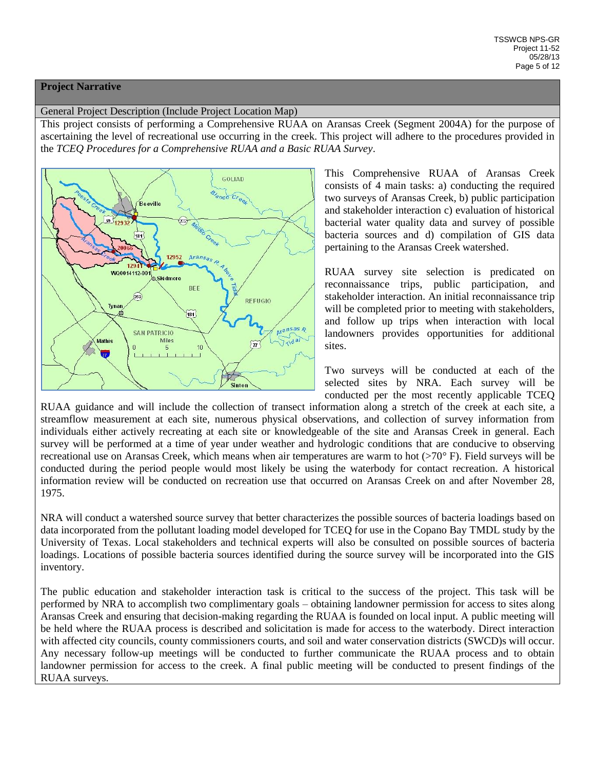## Project Narrative

### General Project Description (Include Project Location Map)

This project consists of performing a Comprehensive RUAA on Aransas Creek (Segment 2004A) for the purpose of ascertaining the level of recreational use occurring in the creek. This project will adhere to the procedures provided in the *TCEQ Procedures for a Comprehensive RUAA and a Basic RUAA Survey*.

This Comprehensive RUAA of Aransas Creek consists of 4 main tasks: a) conducting the required two surveys of Aransas Creek, b) public participation and stakeholder interaction c) evaluation of historical bacterial water quality data and survey of possible bacteria sources and d) compilation of GIS data pertaining to the Aransas Creek watershed.

RUAA survey site selection is predicated on reconnaissance trips, public participation, and stakeholder interaction. An initial reconnaissance trip will be completed prior to meeting with stakeholders, and follow up trips when interaction with local landowners provides opportunities for additional sites.

Two surveys will be conducted at each of the selected sites by NRA. Each survey will be conducted per the most recently applicable TCEQ RUAA guidance and will include the collection of transect information along a stretch of the creek at each site, a streamflow measurement at each site, numerous physical observations, and collection of survey information from individuals either actively recreating at each site or knowledgeable of the site and Aransas Creek in general. Each survey will be performed at a time of year under weather and hydrologic conditions that are conducive to observing recreational use on Aransas Creek, which means when air temperatures are warm to hot (>70° F). Field surveys will be conducted during the period people would most likely be using the waterbody for contact recreation. A historical information review will be conducted on recreation use that occurred on Aransas Creek on and after November 28, 1975.

NRA will conduct a watershed source survey that better characterizes the possible sources of bacteria loadings based on data incorporated from the pollutant loading model developed for TCEQ for use in the Copano Bay TMDL study by the University of Texas. Local stakeholders and technical experts will also be consulted on possible sources of bacteria loadings. Locations of possible bacteria sources identified during the source survey will be incorporated into the GIS inventory.

The public education and stakeholder interaction task is critical to the success of the project. This task will be performed by NRA to accomplish two complimentary goals – obtaining landowner permission for access to sites along Aransas Creek and ensuring that decision-making regarding the RUAA is founded on local input. A public meeting will be held where the RUAA process is described and solicitation is made for access to the waterbody. Direct interaction with affected city councils, county commissioners courts, and soil and water conservation districts (SWCD)s will occur. Any necessary follow-up meetings will be conducted to further communicate the RUAA process and to obtain landowner permission for access to the creek. A final public meeting will be conducted to present findings of the RUAA surveys.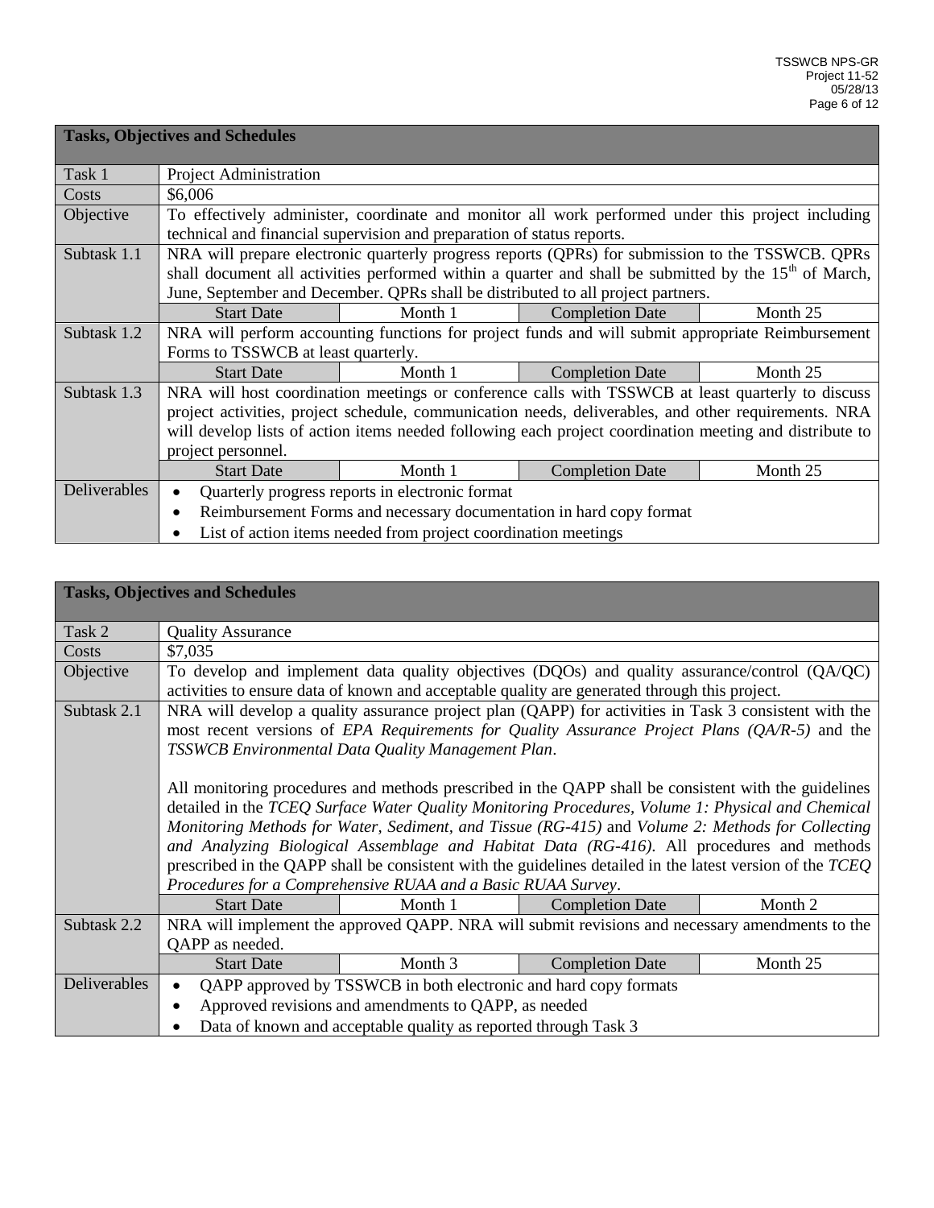| Tasks, Objectives and Schedules | | | | |
|---|---|---|---|---|
| Task 1 | Project Administration | | | |
| Costs | $6,006 | | | |
| Objective | To effectively administer, coordinate and monitor all work performed under this project including technical and financial supervision and preparation of status reports. | | | |
| Subtask 1.1 | NRA will prepare electronic quarterly progress reports (QPRs) for submission to the TSSWCB. QPRs shall document all activities performed within a quarter and shall be submitted by the 15th of March, June, September and December. QPRs shall be distributed to all project partners. | | | |
| | Start Date | Month 1 | Completion Date | Month 25 |
| Subtask 1.2 | NRA will perform accounting functions for project funds and will submit appropriate Reimbursement Forms to TSSWCB at least quarterly. | | | |
| | Start Date | Month 1 | Completion Date | Month 25 |
| Subtask 1.3 | NRA will host coordination meetings or conference calls with TSSWCB at least quarterly to discuss project activities, project schedule, communication needs, deliverables, and other requirements. NRA will develop lists of action items needed following each project coordination meeting and distribute to project personnel. | | | |
| | Start Date | Month 1 | Completion Date | Month 25 |
| Deliverables | • Quarterly progress reports in electronic format<br>• Reimbursement Forms and necessary documentation in hard copy format<br>• List of action items needed from project coordination meetings | | | |

| Tasks, Objectives and Schedules | | | | |
|---|---|---|---|---|
| Task 2 | Quality Assurance | | | |
| Costs | $7,035 | | | |
| Objective | To develop and implement data quality objectives (DQOs) and quality assurance/control (QA/QC) activities to ensure data of known and acceptable quality are generated through this project. | | | |
| Subtask 2.1 | NRA will develop a quality assurance project plan (QAPP) for activities in Task 3 consistent with the most recent versions of *EPA Requirements for Quality Assurance Project Plans (QA/R-5)* and the *TSSWCB Environmental Data Quality Management Plan*.<br><br>All monitoring procedures and methods prescribed in the QAPP shall be consistent with the guidelines detailed in the *TCEQ Surface Water Quality Monitoring Procedures, Volume 1: Physical and Chemical Monitoring Methods for Water, Sediment, and Tissue (RG-415)* and *Volume 2: Methods for Collecting and Analyzing Biological Assemblage and Habitat Data (RG-416)*. All procedures and methods prescribed in the QAPP shall be consistent with the guidelines detailed in the latest version of the *TCEQ Procedures for a Comprehensive RUAA and a Basic RUAA Survey*. | | | |
| | Start Date | Month 1 | Completion Date | Month 2 |
| Subtask 2.2 | NRA will implement the approved QAPP. NRA will submit revisions and necessary amendments to the QAPP as needed. | | | |
| | Start Date | Month 3 | Completion Date | Month 25 |
| Deliverables | • QAPP approved by TSSWCB in both electronic and hard copy formats<br>• Approved revisions and amendments to QAPP, as needed<br>• Data of known and acceptable quality as reported through Task 3 | | | |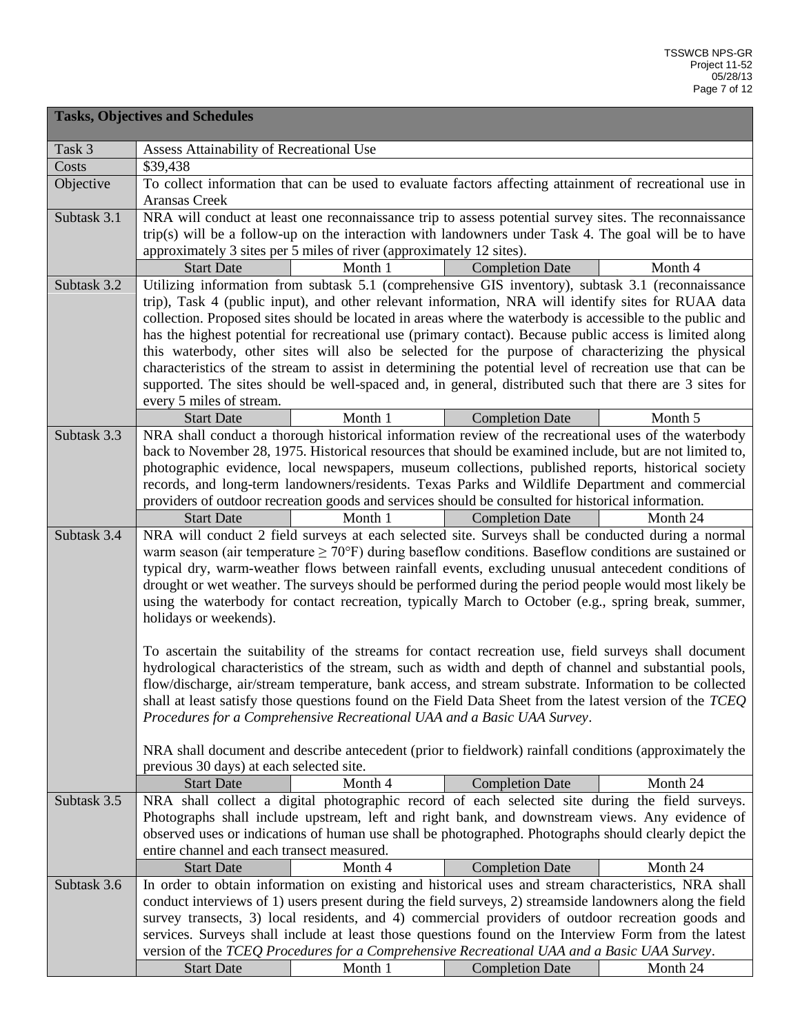| **Tasks, Objectives and Schedules** | | | | |
|---|---|---|---|---|
| Task 3 | Assess Attainability of Recreational Use | | | |
| Costs | $39,438 | | | |
| Objective | To collect information that can be used to evaluate factors affecting attainment of recreational use in Aransas Creek | | | |
| Subtask 3.1 | NRA will conduct at least one reconnaissance trip to assess potential survey sites. The reconnaissance trip(s) will be a follow-up on the interaction with landowners under Task 4. The goal will be to have approximately 3 sites per 5 miles of river (approximately 12 sites). | | | |
| | Start Date | Month 1 | Completion Date | Month 4 |
| Subtask 3.2 | Utilizing information from subtask 5.1 (comprehensive GIS inventory), subtask 3.1 (reconnaissance trip), Task 4 (public input), and other relevant information, NRA will identify sites for RUAA data collection. Proposed sites should be located in areas where the waterbody is accessible to the public and has the highest potential for recreational use (primary contact). Because public access is limited along this waterbody, other sites will also be selected for the purpose of characterizing the physical characteristics of the stream to assist in determining the potential level of recreation use that can be supported. The sites should be well-spaced and, in general, distributed such that there are 3 sites for every 5 miles of stream. | | | |
| | Start Date | Month 1 | Completion Date | Month 5 |
| Subtask 3.3 | NRA shall conduct a thorough historical information review of the recreational uses of the waterbody back to November 28, 1975. Historical resources that should be examined include, but are not limited to, photographic evidence, local newspapers, museum collections, published reports, historical society records, and long-term landowners/residents. Texas Parks and Wildlife Department and commercial providers of outdoor recreation goods and services should be consulted for historical information. | | | |
| | Start Date | Month 1 | Completion Date | Month 24 |
| Subtask 3.4 | NRA will conduct 2 field surveys at each selected site. Surveys shall be conducted during a normal warm season (air temperature ≥ 70°F) during baseflow conditions. Baseflow conditions are sustained or typical dry, warm-weather flows between rainfall events, excluding unusual antecedent conditions of drought or wet weather. The surveys should be performed during the period people would most likely be using the waterbody for contact recreation, typically March to October (e.g., spring break, summer, holidays or weekends).<br><br>To ascertain the suitability of the streams for contact recreation use, field surveys shall document hydrological characteristics of the stream, such as width and depth of channel and substantial pools, flow/discharge, air/stream temperature, bank access, and stream substrate. Information to be collected shall at least satisfy those questions found on the Field Data Sheet from the latest version of the *TCEQ Procedures for a Comprehensive Recreational UAA and a Basic UAA Survey*.<br><br>NRA shall document and describe antecedent (prior to fieldwork) rainfall conditions (approximately the previous 30 days) at each selected site. | | | |
| | Start Date | Month 4 | Completion Date | Month 24 |
| Subtask 3.5 | NRA shall collect a digital photographic record of each selected site during the field surveys. Photographs shall include upstream, left and right bank, and downstream views. Any evidence of observed uses or indications of human use shall be photographed. Photographs should clearly depict the entire channel and each transect measured. | | | |
| | Start Date | Month 4 | Completion Date | Month 24 |
| Subtask 3.6 | In order to obtain information on existing and historical uses and stream characteristics, NRA shall conduct interviews of 1) users present during the field surveys, 2) streamside landowners along the field survey transects, 3) local residents, and 4) commercial providers of outdoor recreation goods and services. Surveys shall include at least those questions found on the Interview Form from the latest version of the *TCEQ Procedures for a Comprehensive Recreational UAA and a Basic UAA Survey*. | | | |
| | Start Date | Month 1 | Completion Date | Month 24 |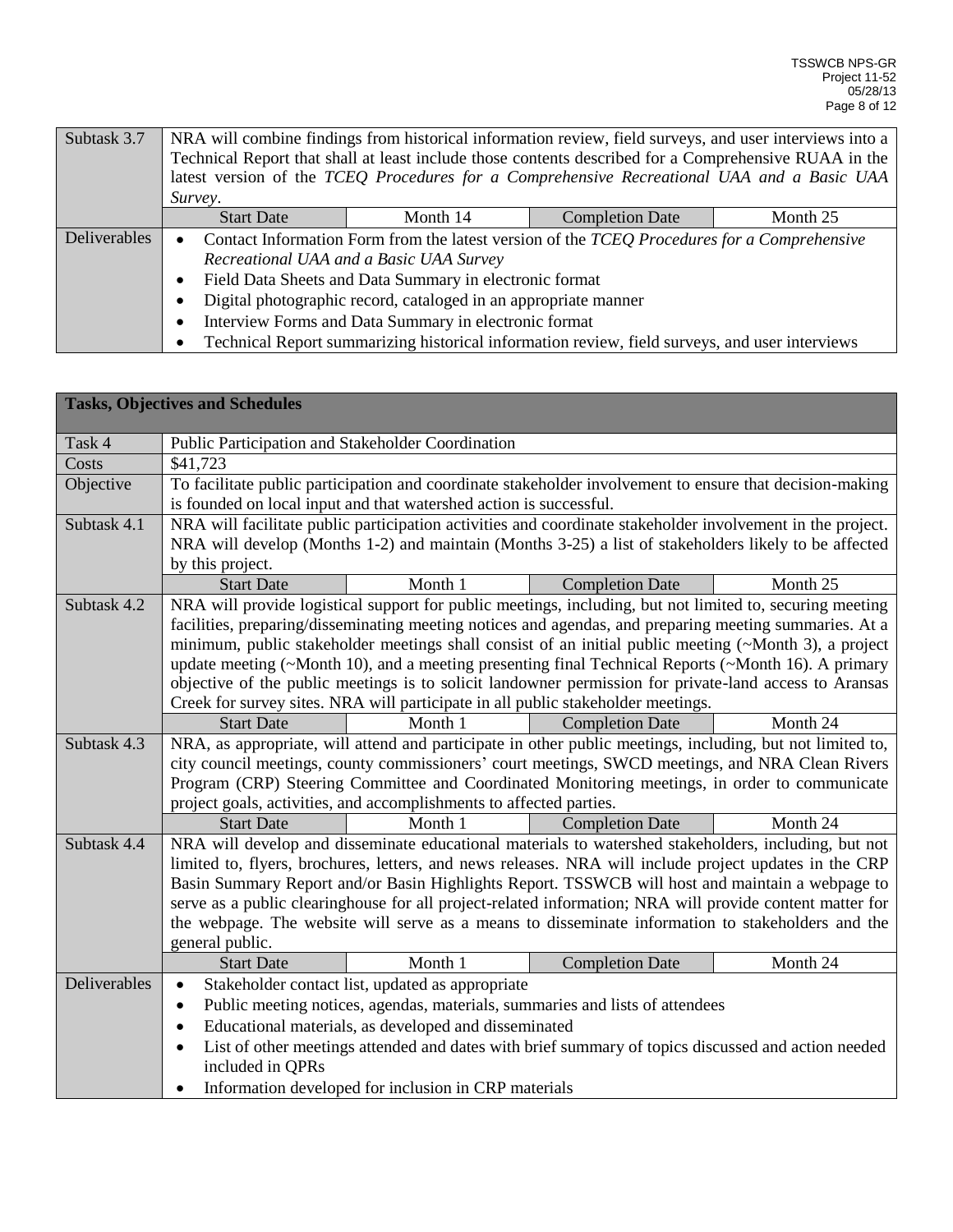| | | | | |
|---|---|---|---|---|
| Subtask 3.7 | NRA will combine findings from historical information review, field surveys, and user interviews into a Technical Report that shall at least include those contents described for a Comprehensive RUAA in the latest version of the *TCEQ Procedures for a Comprehensive Recreational UAA and a Basic UAA Survey*. | | | |
| | Start Date | Month 14 | Completion Date | Month 25 |
| Deliverables | • Contact Information Form from the latest version of the *TCEQ Procedures for a Comprehensive Recreational UAA and a Basic UAA Survey*<br>• Field Data Sheets and Data Summary in electronic format<br>• Digital photographic record, cataloged in an appropriate manner<br>• Interview Forms and Data Summary in electronic format<br>• Technical Report summarizing historical information review, field surveys, and user interviews | | | |

| **Tasks, Objectives and Schedules** | | | | |
|---|---|---|---|---|
| Task 4 | Public Participation and Stakeholder Coordination | | | |
| Costs | $41,723 | | | |
| Objective | To facilitate public participation and coordinate stakeholder involvement to ensure that decision-making is founded on local input and that watershed action is successful. | | | |
| Subtask 4.1 | NRA will facilitate public participation activities and coordinate stakeholder involvement in the project. NRA will develop (Months 1-2) and maintain (Months 3-25) a list of stakeholders likely to be affected by this project. | | | |
| | Start Date | Month 1 | Completion Date | Month 25 |
| Subtask 4.2 | NRA will provide logistical support for public meetings, including, but not limited to, securing meeting facilities, preparing/disseminating meeting notices and agendas, and preparing meeting summaries. At a minimum, public stakeholder meetings shall consist of an initial public meeting (~Month 3), a project update meeting (~Month 10), and a meeting presenting final Technical Reports (~Month 16). A primary objective of the public meetings is to solicit landowner permission for private-land access to Aransas Creek for survey sites. NRA will participate in all public stakeholder meetings. | | | |
| | Start Date | Month 1 | Completion Date | Month 24 |
| Subtask 4.3 | NRA, as appropriate, will attend and participate in other public meetings, including, but not limited to, city council meetings, county commissioners' court meetings, SWCD meetings, and NRA Clean Rivers Program (CRP) Steering Committee and Coordinated Monitoring meetings, in order to communicate project goals, activities, and accomplishments to affected parties. | | | |
| | Start Date | Month 1 | Completion Date | Month 24 |
| Subtask 4.4 | NRA will develop and disseminate educational materials to watershed stakeholders, including, but not limited to, flyers, brochures, letters, and news releases. NRA will include project updates in the CRP Basin Summary Report and/or Basin Highlights Report. TSSWCB will host and maintain a webpage to serve as a public clearinghouse for all project-related information; NRA will provide content matter for the webpage. The website will serve as a means to disseminate information to stakeholders and the general public. | | | |
| | Start Date | Month 1 | Completion Date | Month 24 |
| Deliverables | • Stakeholder contact list, updated as appropriate<br>• Public meeting notices, agendas, materials, summaries and lists of attendees<br>• Educational materials, as developed and disseminated<br>• List of other meetings attended and dates with brief summary of topics discussed and action needed included in QPRs<br>• Information developed for inclusion in CRP materials | | | |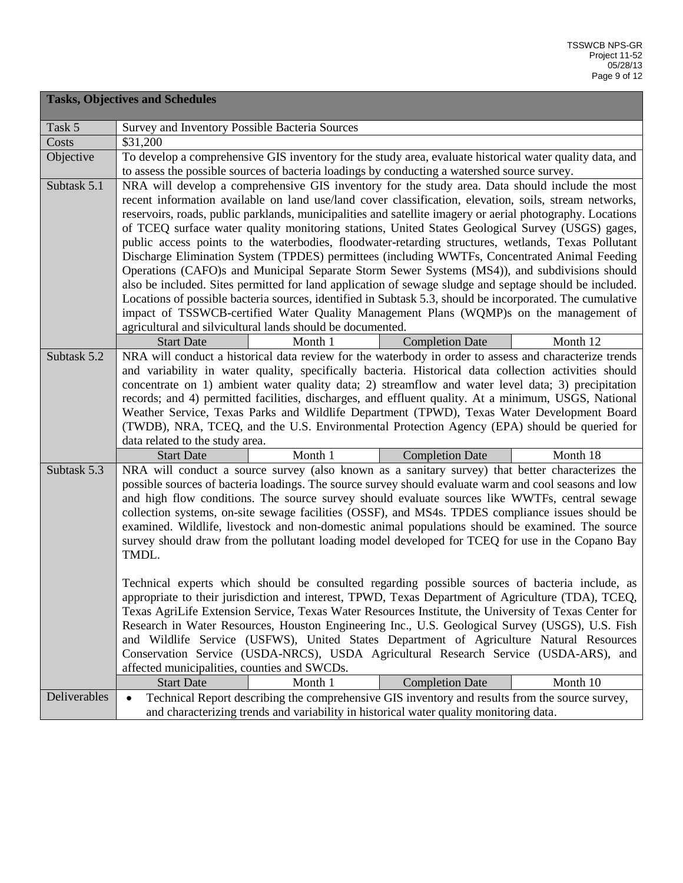| Tasks, Objectives and Schedules | | | | |
|---|---|---|---|---|
| Task 5 | Survey and Inventory Possible Bacteria Sources | | | |
| Costs | $31,200 | | | |
| Objective | To develop a comprehensive GIS inventory for the study area, evaluate historical water quality data, and to assess the possible sources of bacteria loadings by conducting a watershed source survey. | | | |
| Subtask 5.1 | NRA will develop a comprehensive GIS inventory for the study area. Data should include the most recent information available on land use/land cover classification, elevation, soils, stream networks, reservoirs, roads, public parklands, municipalities and satellite imagery or aerial photography. Locations of TCEQ surface water quality monitoring stations, United States Geological Survey (USGS) gages, public access points to the waterbodies, floodwater-retarding structures, wetlands, Texas Pollutant Discharge Elimination System (TPDES) permittees (including WWTFs, Concentrated Animal Feeding Operations (CAFO)s and Municipal Separate Storm Sewer Systems (MS4)), and subdivisions should also be included. Sites permitted for land application of sewage sludge and septage should be included. Locations of possible bacteria sources, identified in Subtask 5.3, should be incorporated. The cumulative impact of TSSWCB-certified Water Quality Management Plans (WQMP)s on the management of agricultural and silvicultural lands should be documented. | | | |
| | Start Date | Month 1 | Completion Date | Month 12 |
| Subtask 5.2 | NRA will conduct a historical data review for the waterbody in order to assess and characterize trends and variability in water quality, specifically bacteria. Historical data collection activities should concentrate on 1) ambient water quality data; 2) streamflow and water level data; 3) precipitation records; and 4) permitted facilities, discharges, and effluent quality. At a minimum, USGS, National Weather Service, Texas Parks and Wildlife Department (TPWD), Texas Water Development Board (TWDB), NRA, TCEQ, and the U.S. Environmental Protection Agency (EPA) should be queried for data related to the study area. | | | |
| | Start Date | Month 1 | Completion Date | Month 18 |
| Subtask 5.3 | NRA will conduct a source survey (also known as a sanitary survey) that better characterizes the possible sources of bacteria loadings. The source survey should evaluate warm and cool seasons and low and high flow conditions. The source survey should evaluate sources like WWTFs, central sewage collection systems, on-site sewage facilities (OSSF), and MS4s. TPDES compliance issues should be examined. Wildlife, livestock and non-domestic animal populations should be examined. The source survey should draw from the pollutant loading model developed for TCEQ for use in the Copano Bay TMDL.<br><br>Technical experts which should be consulted regarding possible sources of bacteria include, as appropriate to their jurisdiction and interest, TPWD, Texas Department of Agriculture (TDA), TCEQ, Texas AgriLife Extension Service, Texas Water Resources Institute, the University of Texas Center for Research in Water Resources, Houston Engineering Inc., U.S. Geological Survey (USGS), U.S. Fish and Wildlife Service (USFWS), United States Department of Agriculture Natural Resources Conservation Service (USDA-NRCS), USDA Agricultural Research Service (USDA-ARS), and affected municipalities, counties and SWCDs. | | | |
| | Start Date | Month 1 | Completion Date | Month 10 |
| Deliverables | • Technical Report describing the comprehensive GIS inventory and results from the source survey, and characterizing trends and variability in historical water quality monitoring data. | | | |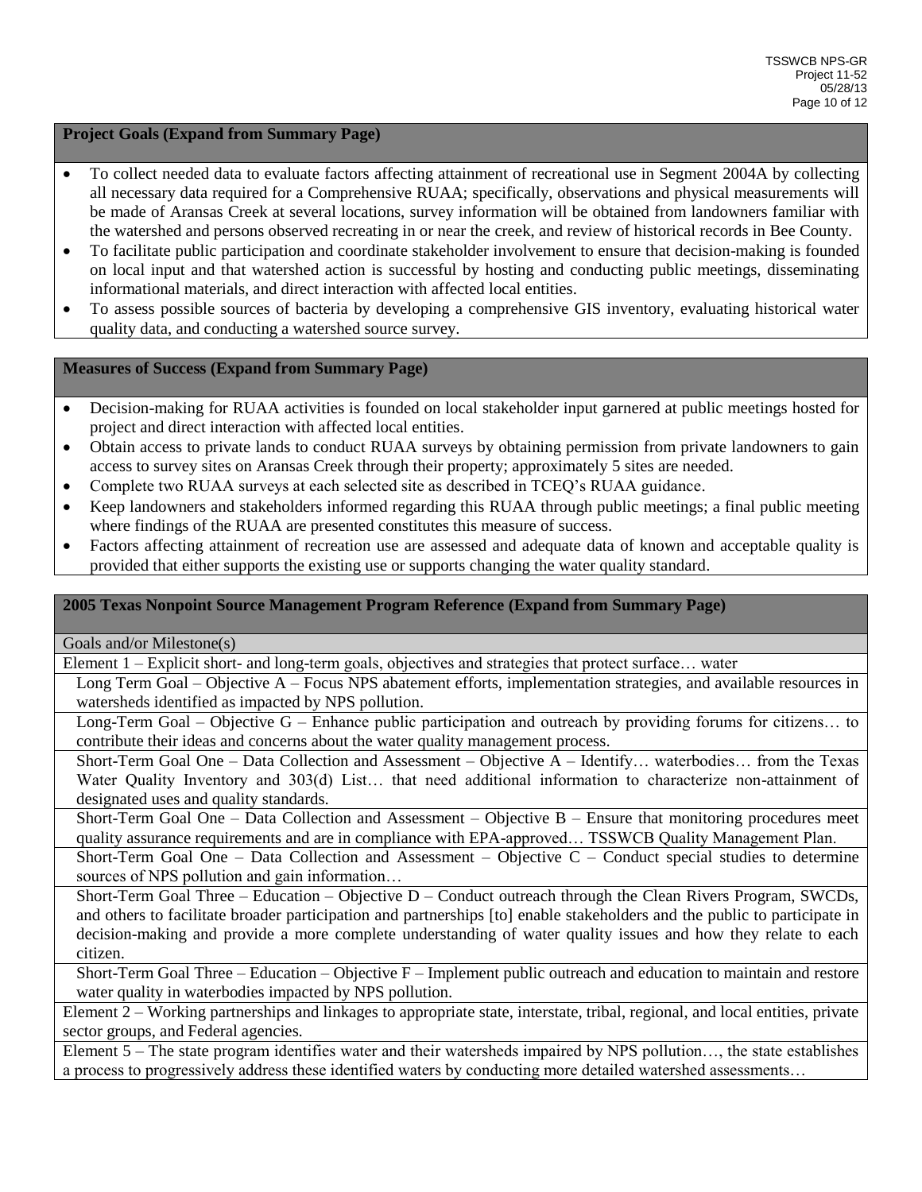**Project Goals (Expand from Summary Page)**

- To collect needed data to evaluate factors affecting attainment of recreational use in Segment 2004A by collecting all necessary data required for a Comprehensive RUAA; specifically, observations and physical measurements will be made of Aransas Creek at several locations, survey information will be obtained from landowners familiar with the watershed and persons observed recreating in or near the creek, and review of historical records in Bee County.
- To facilitate public participation and coordinate stakeholder involvement to ensure that decision-making is founded on local input and that watershed action is successful by hosting and conducting public meetings, disseminating informational materials, and direct interaction with affected local entities.
- To assess possible sources of bacteria by developing a comprehensive GIS inventory, evaluating historical water quality data, and conducting a watershed source survey.

**Measures of Success (Expand from Summary Page)**

- Decision-making for RUAA activities is founded on local stakeholder input garnered at public meetings hosted for project and direct interaction with affected local entities.
- Obtain access to private lands to conduct RUAA surveys by obtaining permission from private landowners to gain access to survey sites on Aransas Creek through their property; approximately 5 sites are needed.
- Complete two RUAA surveys at each selected site as described in TCEQ's RUAA guidance.
- Keep landowners and stakeholders informed regarding this RUAA through public meetings; a final public meeting where findings of the RUAA are presented constitutes this measure of success.
- Factors affecting attainment of recreation use are assessed and adequate data of known and acceptable quality is provided that either supports the existing use or supports changing the water quality standard.

**2005 Texas Nonpoint Source Management Program Reference (Expand from Summary Page)**

Goals and/or Milestone(s)

Element 1 – Explicit short- and long-term goals, objectives and strategies that protect surface… water

Long Term Goal – Objective A – Focus NPS abatement efforts, implementation strategies, and available resources in watersheds identified as impacted by NPS pollution.

Long-Term Goal – Objective G – Enhance public participation and outreach by providing forums for citizens… to contribute their ideas and concerns about the water quality management process.

Short-Term Goal One – Data Collection and Assessment – Objective A – Identify… waterbodies… from the Texas Water Quality Inventory and 303(d) List… that need additional information to characterize non-attainment of designated uses and quality standards.

Short-Term Goal One – Data Collection and Assessment – Objective B – Ensure that monitoring procedures meet quality assurance requirements and are in compliance with EPA-approved… TSSWCB Quality Management Plan.

Short-Term Goal One – Data Collection and Assessment – Objective C – Conduct special studies to determine sources of NPS pollution and gain information…

Short-Term Goal Three – Education – Objective D – Conduct outreach through the Clean Rivers Program, SWCDs, and others to facilitate broader participation and partnerships [to] enable stakeholders and the public to participate in decision-making and provide a more complete understanding of water quality issues and how they relate to each citizen.

Short-Term Goal Three – Education – Objective F – Implement public outreach and education to maintain and restore water quality in waterbodies impacted by NPS pollution.

Element 2 – Working partnerships and linkages to appropriate state, interstate, tribal, regional, and local entities, private sector groups, and Federal agencies.

Element 5 – The state program identifies water and their watersheds impaired by NPS pollution…, the state establishes a process to progressively address these identified waters by conducting more detailed watershed assessments…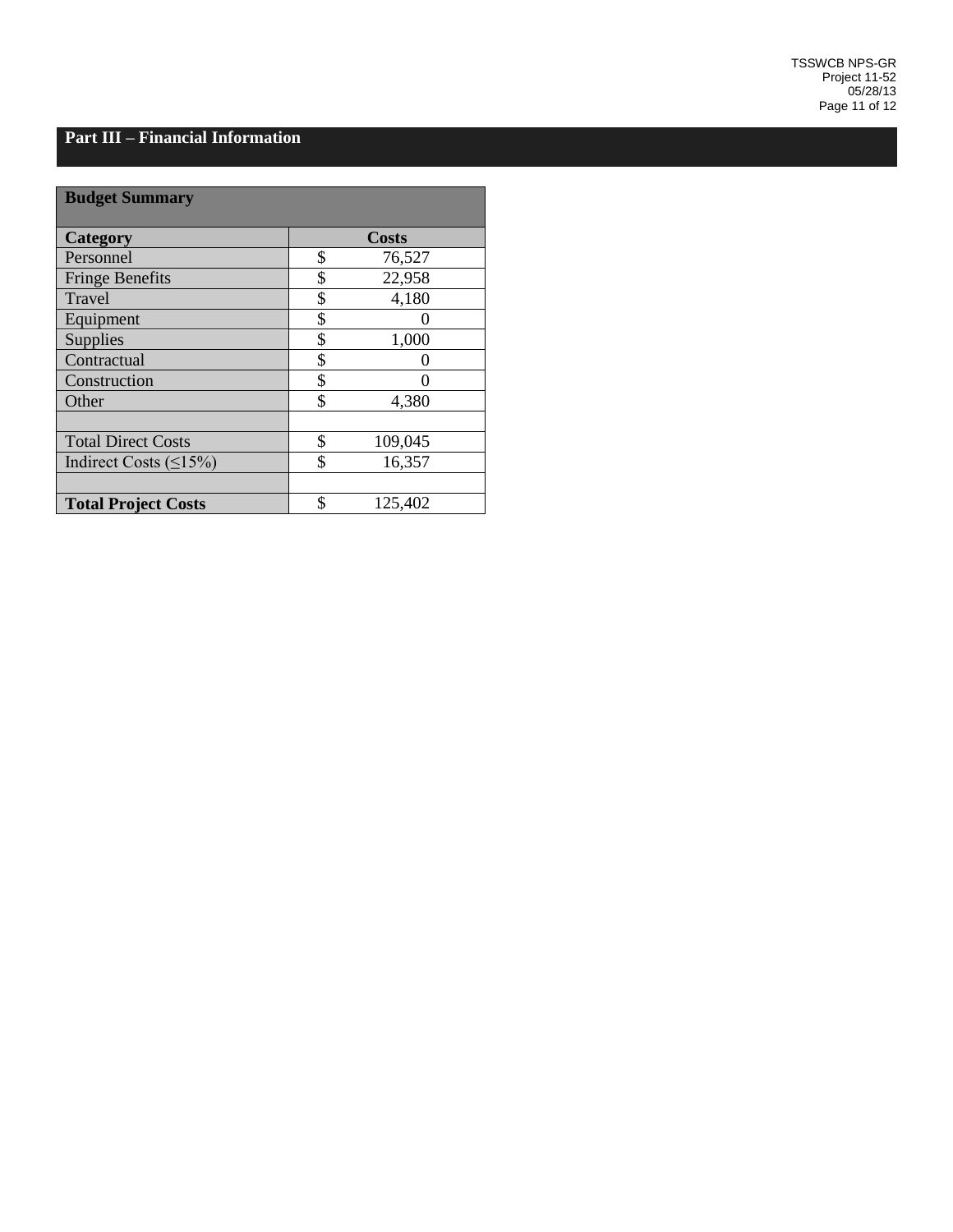## Part III – Financial Information

| Budget Summary | |
|---|---|
| **Category** | **Costs** |
| Personnel | $ 76,527 |
| Fringe Benefits | $ 22,958 |
| Travel | $ 4,180 |
| Equipment | $ 0 |
| Supplies | $ 1,000 |
| Contractual | $ 0 |
| Construction | $ 0 |
| Other | $ 4,380 |
| | |
| Total Direct Costs | $ 109,045 |
| Indirect Costs (≤15%) | $ 16,357 |
| | |
| **Total Project Costs** | $ 125,402 |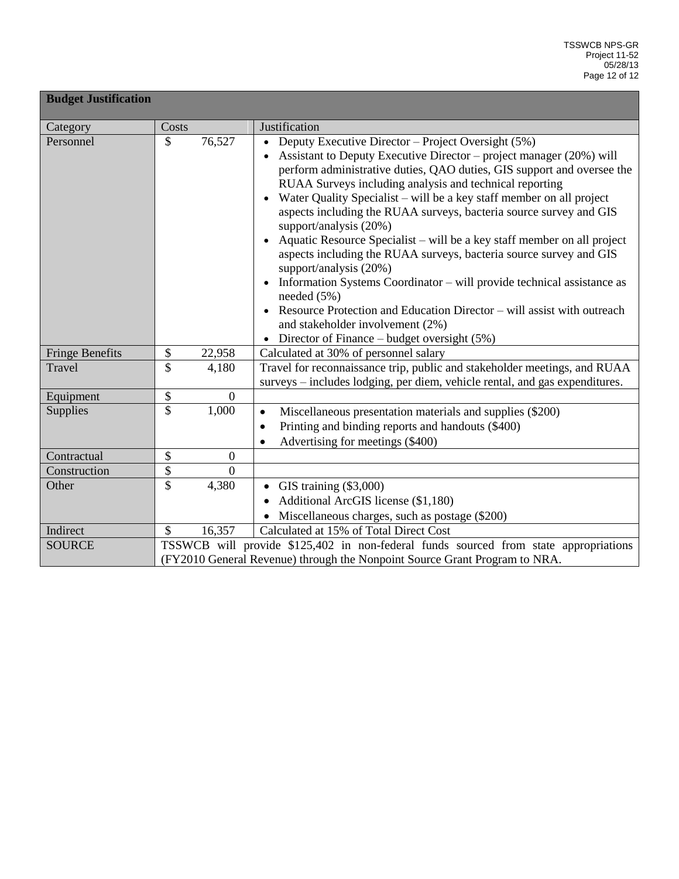| Budget Justification | | |
|---|---|---|
| Category | Costs | Justification |
| Personnel | $ 76,527 | • Deputy Executive Director – Project Oversight (5%)<br>• Assistant to Deputy Executive Director – project manager (20%) will perform administrative duties, QAO duties, GIS support and oversee the RUAA Surveys including analysis and technical reporting<br>• Water Quality Specialist – will be a key staff member on all project aspects including the RUAA surveys, bacteria source survey and GIS support/analysis (20%)<br>• Aquatic Resource Specialist – will be a key staff member on all project aspects including the RUAA surveys, bacteria source survey and GIS support/analysis (20%)<br>• Information Systems Coordinator – will provide technical assistance as needed (5%)<br>• Resource Protection and Education Director – will assist with outreach and stakeholder involvement (2%)<br>• Director of Finance – budget oversight (5%) |
| Fringe Benefits | $ 22,958 | Calculated at 30% of personnel salary |
| Travel | $ 4,180 | Travel for reconnaissance trip, public and stakeholder meetings, and RUAA surveys – includes lodging, per diem, vehicle rental, and gas expenditures. |
| Equipment | $ 0 | |
| Supplies | $ 1,000 | • Miscellaneous presentation materials and supplies ($200)<br>• Printing and binding reports and handouts ($400)<br>• Advertising for meetings ($400) |
| Contractual | $ 0 | |
| Construction | $ 0 | |
| Other | $ 4,380 | • GIS training ($3,000)<br>• Additional ArcGIS license ($1,180)<br>• Miscellaneous charges, such as postage ($200) |
| Indirect | $ 16,357 | Calculated at 15% of Total Direct Cost |
| SOURCE | TSSWCB will provide $125,402 in non-federal funds sourced from state appropriations (FY2010 General Revenue) through the Nonpoint Source Grant Program to NRA. | |